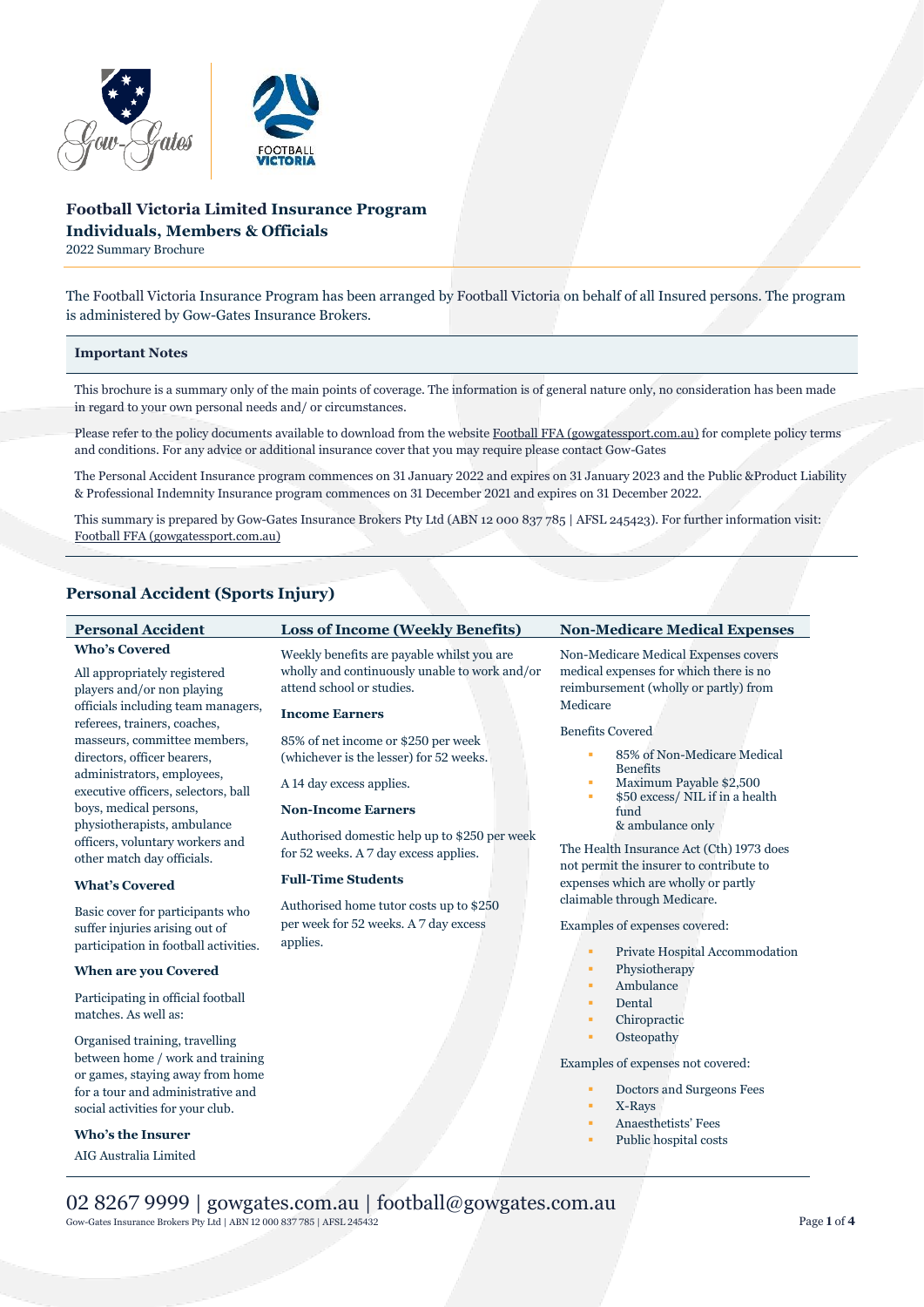# Football Victoria Limited Insurance Program
## Individuals, Members & Officials

2022 Summary Brochure

The Football Victoria Insurance Program has been arranged by Football Victoria on behalf of all Insured persons. The program is administered by Gow-Gates Insurance Brokers.

### Important Notes

This brochure is a summary only of the main points of coverage. The information is of general nature only, no consideration has been made in regard to your own personal needs and/ or circumstances.

Please refer to the policy documents available to download from the website Football FFA (gowgatessport.com.au) for complete policy terms and conditions. For any advice or additional insurance cover that you may require please contact Gow-Gates

The Personal Accident Insurance program commences on 31 January 2022 and expires on 31 January 2023 and the Public &Product Liability & Professional Indemnity Insurance program commences on 31 December 2021 and expires on 31 December 2022.

This summary is prepared by Gow-Gates Insurance Brokers Pty Ltd (ABN 12 000 837 785 | AFSL 245423). For further information visit: Football FFA (gowgatessport.com.au)

## Personal Accident (Sports Injury)

### Personal Accident

**Who's Covered**

All appropriately registered players and/or non playing officials including team managers, referees, trainers, coaches, masseurs, committee members, directors, officer bearers, administrators, employees, executive officers, selectors, ball boys, medical persons, physiotherapists, ambulance officers, voluntary workers and other match day officials.

**What's Covered**

Basic cover for participants who suffer injuries arising out of participation in football activities.

**When are you Covered**

Participating in official football matches. As well as:

Organised training, travelling between home / work and training or games, staying away from home for a tour and administrative and social activities for your club.

**Who's the Insurer**

AIG Australia Limited

### Loss of Income (Weekly Benefits)

Weekly benefits are payable whilst you are wholly and continuously unable to work and/or attend school or studies.

**Income Earners**

85% of net income or $250 per week (whichever is the lesser) for 52 weeks.

A 14 day excess applies.

**Non-Income Earners**

Authorised domestic help up to $250 per week for 52 weeks. A 7 day excess applies.

**Full-Time Students**

Authorised home tutor costs up to $250 per week for 52 weeks. A 7 day excess applies.

### Non-Medicare Medical Expenses

Non-Medicare Medical Expenses covers medical expenses for which there is no reimbursement (wholly or partly) from Medicare

Benefits Covered

- 85% of Non-Medicare Medical Benefits
- Maximum Payable $2,500
- $50 excess/ NIL if in a health fund & ambulance only

The Health Insurance Act (Cth) 1973 does not permit the insurer to contribute to expenses which are wholly or partly claimable through Medicare.

Examples of expenses covered:

- Private Hospital Accommodation
- Physiotherapy
- Ambulance
- Dental
- Chiropractic
- Osteopathy

Examples of expenses not covered:

- Doctors and Surgeons Fees
- X-Rays
- Anaesthetists' Fees
- Public hospital costs

02 8267 9999 | gowgates.com.au | football@gowgates.com.au

Gow-Gates Insurance Brokers Pty Ltd | ABN 12 000 837 785 | AFSL 245432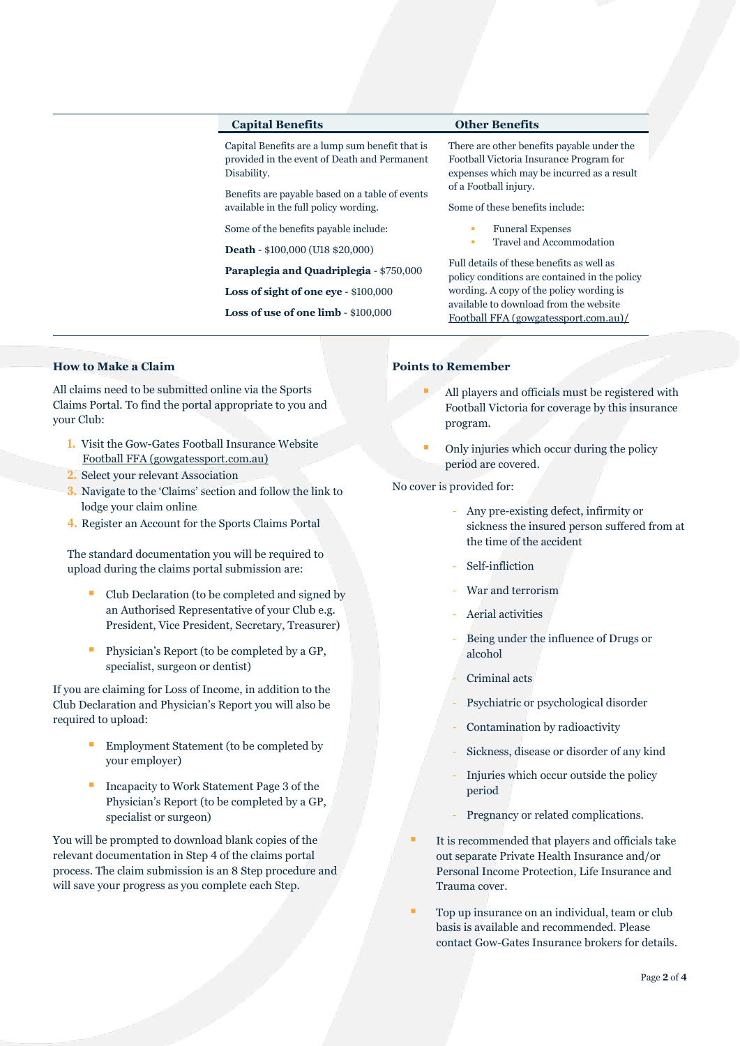## Capital Benefits

Capital Benefits are a lump sum benefit that is provided in the event of Death and Permanent Disability.

Benefits are payable based on a table of events available in the full policy wording.

Some of the benefits payable include:

**Death** - $100,000 (U18 $20,000)

**Paraplegia and Quadriplegia** - $750,000

**Loss of sight of one eye** - $100,000

**Loss of use of one limb** - $100,000

## Other Benefits

There are other benefits payable under the Football Victoria Insurance Program for expenses which may be incurred as a result of a Football injury.

Some of these benefits include:

- Funeral Expenses
- Travel and Accommodation

Full details of these benefits as well as policy conditions are contained in the policy wording. A copy of the policy wording is available to download from the website Football FFA (gowgatessport.com.au)/

## How to Make a Claim

All claims need to be submitted online via the Sports Claims Portal. To find the portal appropriate to you and your Club:

1. Visit the Gow-Gates Football Insurance Website Football FFA (gowgatessport.com.au)
2. Select your relevant Association
3. Navigate to the 'Claims' section and follow the link to lodge your claim online
4. Register an Account for the Sports Claims Portal

The standard documentation you will be required to upload during the claims portal submission are:

- Club Declaration (to be completed and signed by an Authorised Representative of your Club e.g. President, Vice President, Secretary, Treasurer)
- Physician's Report (to be completed by a GP, specialist, surgeon or dentist)

If you are claiming for Loss of Income, in addition to the Club Declaration and Physician's Report you will also be required to upload:

- Employment Statement (to be completed by your employer)
- Incapacity to Work Statement Page 3 of the Physician's Report (to be completed by a GP, specialist or surgeon)

You will be prompted to download blank copies of the relevant documentation in Step 4 of the claims portal process. The claim submission is an 8 Step procedure and will save your progress as you complete each Step.

## Points to Remember

- All players and officials must be registered with Football Victoria for coverage by this insurance program.
- Only injuries which occur during the policy period are covered.

No cover is provided for:

- Any pre-existing defect, infirmity or sickness the insured person suffered from at the time of the accident
- Self-infliction
- War and terrorism
- Aerial activities
- Being under the influence of Drugs or alcohol
- Criminal acts
- Psychiatric or psychological disorder
- Contamination by radioactivity
- Sickness, disease or disorder of any kind
- Injuries which occur outside the policy period
- Pregnancy or related complications.

- It is recommended that players and officials take out separate Private Health Insurance and/or Personal Income Protection, Life Insurance and Trauma cover.
- Top up insurance on an individual, team or club basis is available and recommended. Please contact Gow-Gates Insurance brokers for details.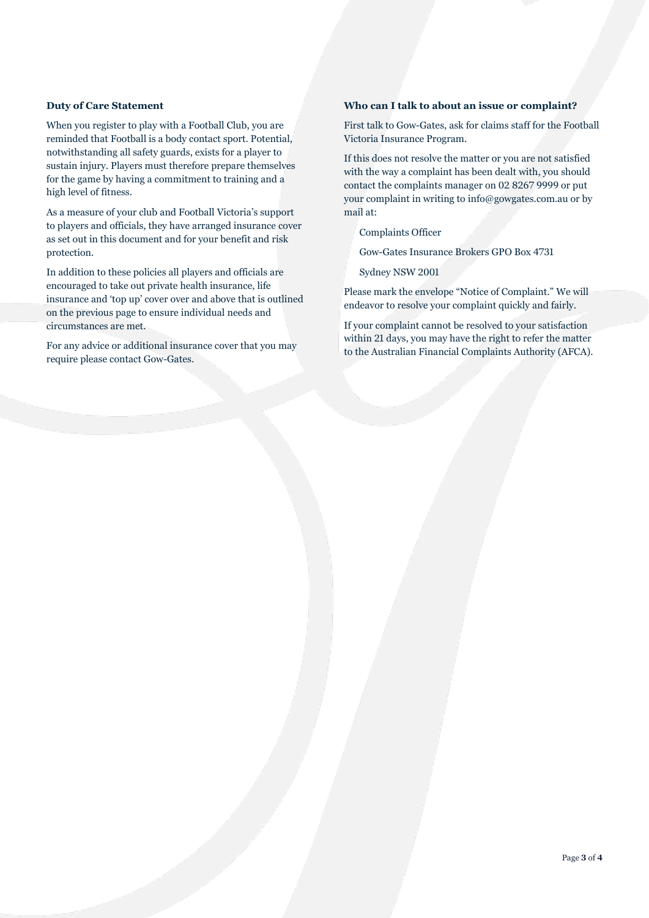**Duty of Care Statement**

When you register to play with a Football Club, you are reminded that Football is a body contact sport. Potential, notwithstanding all safety guards, exists for a player to sustain injury. Players must therefore prepare themselves for the game by having a commitment to training and a high level of fitness.

As a measure of your club and Football Victoria's support to players and officials, they have arranged insurance cover as set out in this document and for your benefit and risk protection.

In addition to these policies all players and officials are encouraged to take out private health insurance, life insurance and 'top up' cover over and above that is outlined on the previous page to ensure individual needs and circumstances are met.

For any advice or additional insurance cover that you may require please contact Gow-Gates.

**Who can I talk to about an issue or complaint?**

First talk to Gow-Gates, ask for claims staff for the Football Victoria Insurance Program.

If this does not resolve the matter or you are not satisfied with the way a complaint has been dealt with, you should contact the complaints manager on 02 8267 9999 or put your complaint in writing to info@gowgates.com.au or by mail at:

Complaints Officer

Gow-Gates Insurance Brokers GPO Box 4731

Sydney NSW 2001

Please mark the envelope "Notice of Complaint." We will endeavor to resolve your complaint quickly and fairly.

If your complaint cannot be resolved to your satisfaction within 21 days, you may have the right to refer the matter to the Australian Financial Complaints Authority (AFCA).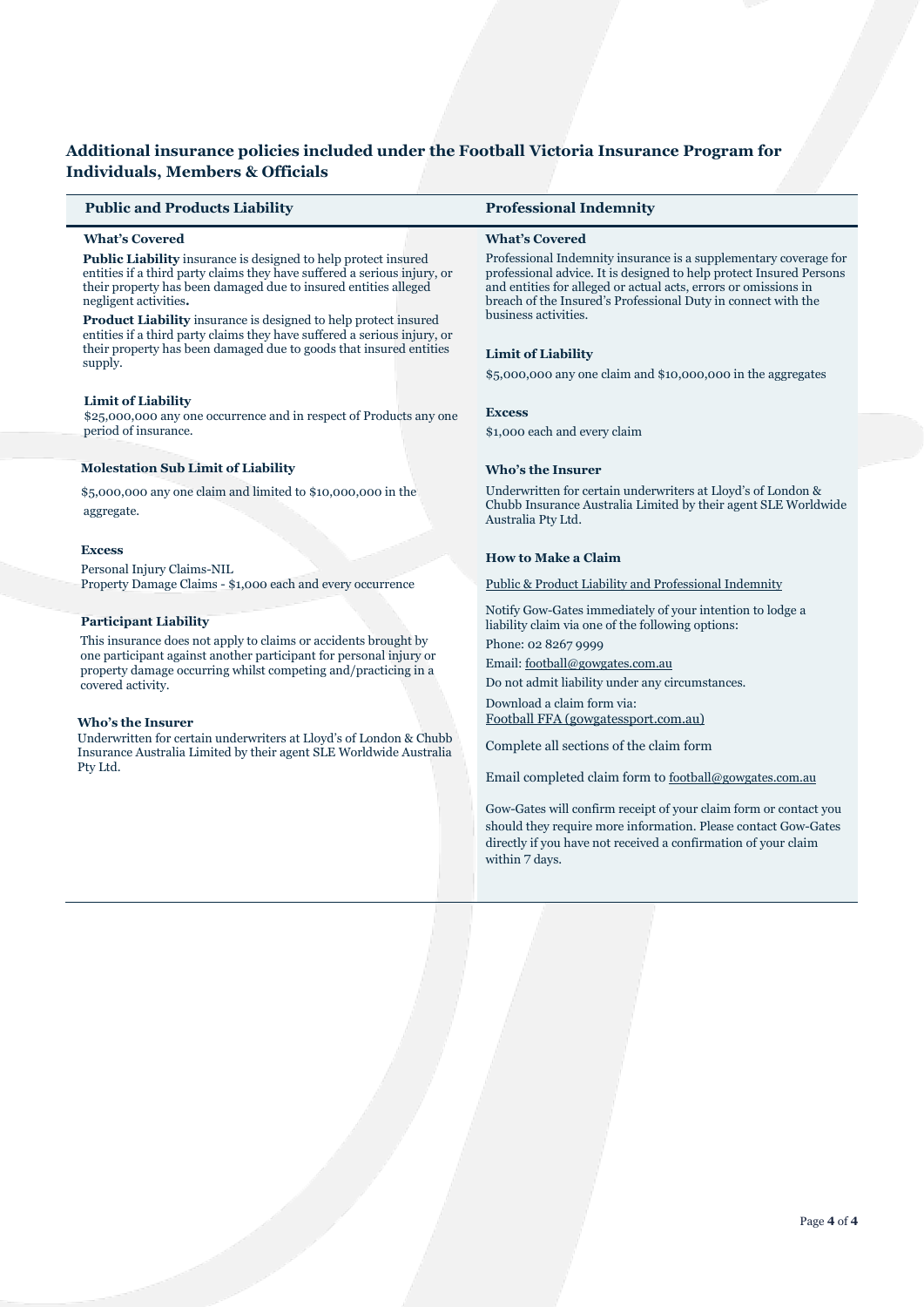## Additional insurance policies included under the Football Victoria Insurance Program for Individuals, Members & Officials

### Public and Products Liability

#### What's Covered

**Public Liability** insurance is designed to help protect insured entities if a third party claims they have suffered a serious injury, or their property has been damaged due to insured entities alleged negligent activities**.**

**Product Liability** insurance is designed to help protect insured entities if a third party claims they have suffered a serious injury, or their property has been damaged due to goods that insured entities supply.

#### Limit of Liability

$25,000,000 any one occurrence and in respect of Products any one period of insurance.

#### Molestation Sub Limit of Liability

$5,000,000 any one claim and limited to $10,000,000 in the aggregate.

#### Excess

Personal Injury Claims-NIL
Property Damage Claims - $1,000 each and every occurrence

#### Participant Liability

This insurance does not apply to claims or accidents brought by one participant against another participant for personal injury or property damage occurring whilst competing and/practicing in a covered activity.

#### Who's the Insurer

Underwritten for certain underwriters at Lloyd's of London & Chubb Insurance Australia Limited by their agent SLE Worldwide Australia Pty Ltd.

### Professional Indemnity

#### What's Covered

Professional Indemnity insurance is a supplementary coverage for professional advice. It is designed to help protect Insured Persons and entities for alleged or actual acts, errors or omissions in breach of the Insured's Professional Duty in connect with the business activities.

#### Limit of Liability

$5,000,000 any one claim and $10,000,000 in the aggregates

#### Excess

$1,000 each and every claim

#### Who's the Insurer

Underwritten for certain underwriters at Lloyd's of London & Chubb Insurance Australia Limited by their agent SLE Worldwide Australia Pty Ltd.

#### How to Make a Claim

Public & Product Liability and Professional Indemnity

Notify Gow-Gates immediately of your intention to lodge a liability claim via one of the following options:

Phone: 02 8267 9999

Email: football@gowgates.com.au

Do not admit liability under any circumstances.

Download a claim form via:
Football FFA (gowgatessport.com.au)

Complete all sections of the claim form

Email completed claim form to football@gowgates.com.au

Gow-Gates will confirm receipt of your claim form or contact you should they require more information. Please contact Gow-Gates directly if you have not received a confirmation of your claim within 7 days.